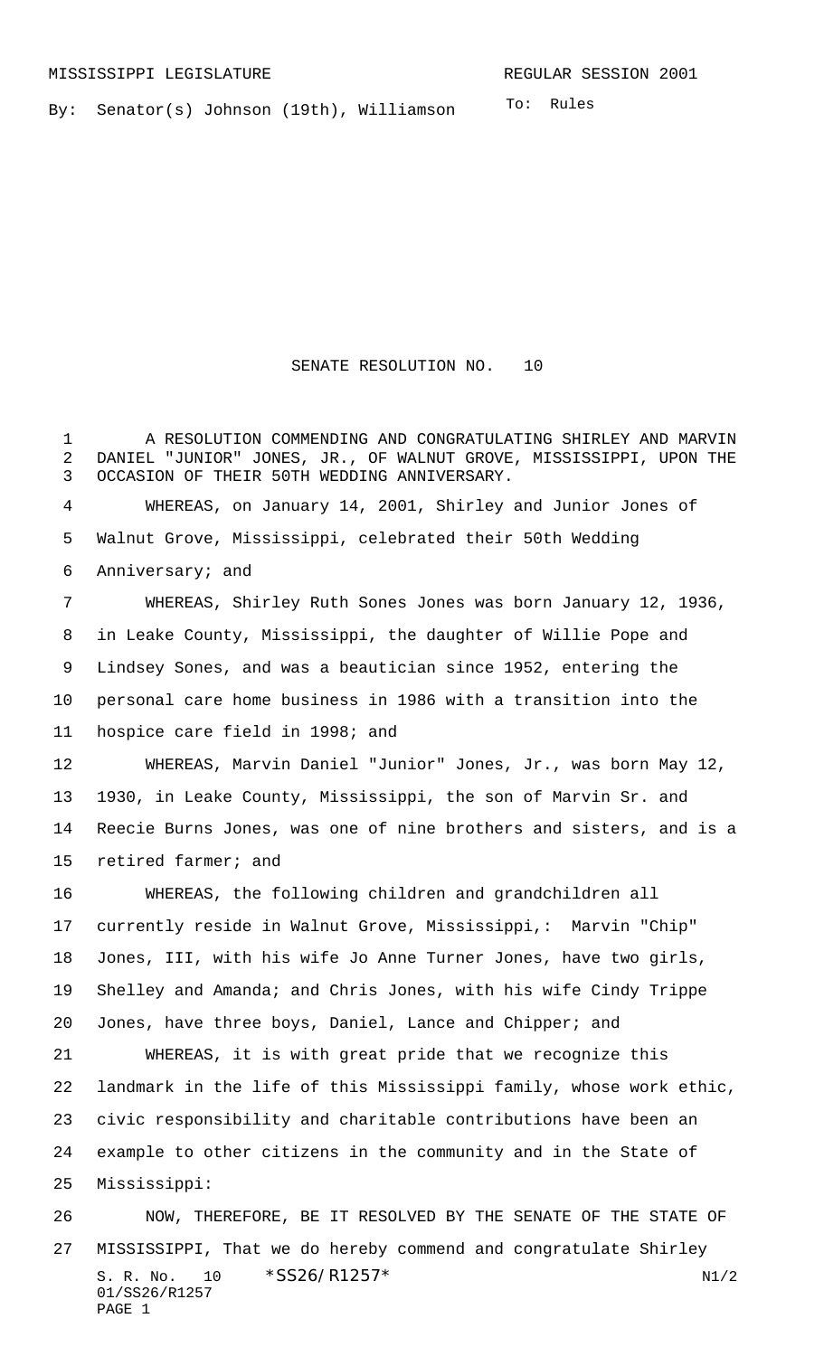MISSISSIPPI LEGISLATURE REGULAR SESSION 2001

By: Senator(s) Johnson (19th), Williamson

To: Rules

# SENATE RESOLUTION NO. 10

A RESOLUTION COMMENDING AND CONGRATULATING SHIRLEY AND MARVIN DANIEL "JUNIOR" JONES, JR., OF WALNUT GROVE, MISSISSIPPI, UPON THE OCCASION OF THEIR 50TH WEDDING ANNIVERSARY.

WHEREAS, on January 14, 2001, Shirley and Junior Jones of Walnut Grove, Mississippi, celebrated their 50th Wedding Anniversary; and

WHEREAS, Shirley Ruth Sones Jones was born January 12, 1936, in Leake County, Mississippi, the daughter of Willie Pope and Lindsey Sones, and was a beautician since 1952, entering the personal care home business in 1986 with a transition into the hospice care field in 1998; and

WHEREAS, Marvin Daniel "Junior" Jones, Jr., was born May 12, 1930, in Leake County, Mississippi, the son of Marvin Sr. and Reecie Burns Jones, was one of nine brothers and sisters, and is a retired farmer; and

WHEREAS, the following children and grandchildren all currently reside in Walnut Grove, Mississippi,: Marvin "Chip" Jones, III, with his wife Jo Anne Turner Jones, have two girls, Shelley and Amanda; and Chris Jones, with his wife Cindy Trippe Jones, have three boys, Daniel, Lance and Chipper; and

WHEREAS, it is with great pride that we recognize this landmark in the life of this Mississippi family, whose work ethic, civic responsibility and charitable contributions have been an example to other citizens in the community and in the State of Mississippi:

NOW, THEREFORE, BE IT RESOLVED BY THE SENATE OF THE STATE OF MISSISSIPPI, That we do hereby commend and congratulate Shirley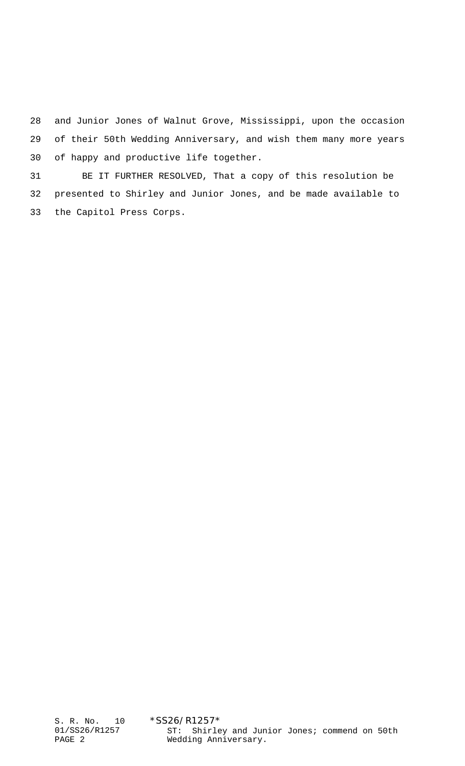and Junior Jones of Walnut Grove, Mississippi, upon the occasion of their 50th Wedding Anniversary, and wish them many more years of happy and productive life together.

BE IT FURTHER RESOLVED, That a copy of this resolution be presented to Shirley and Junior Jones, and be made available to the Capitol Press Corps.